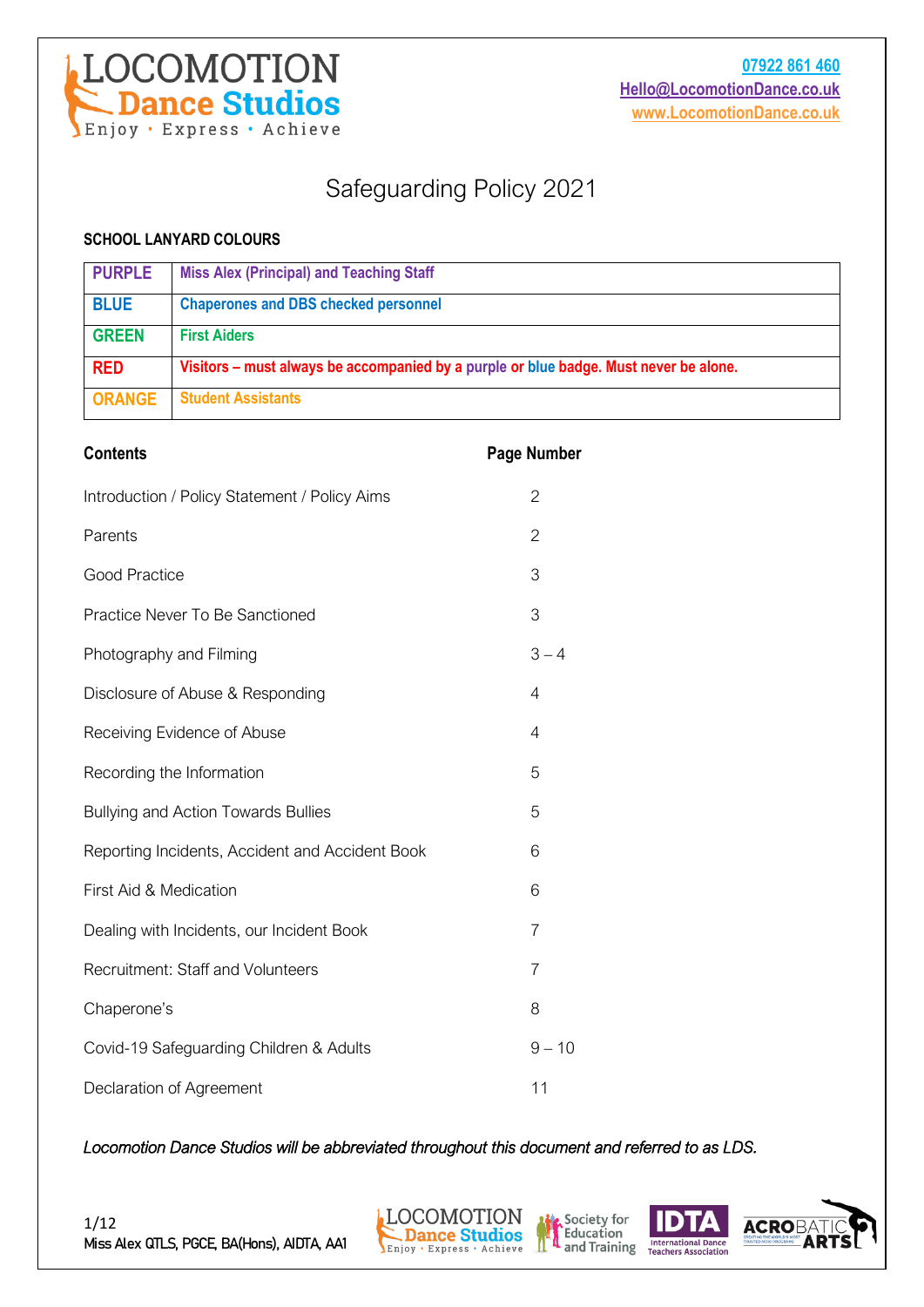LOCOMOTION Dance Studios
Enjoy • Express • Achieve

07922 861 460
Hello@LocomotionDance.co.uk
www.LocomotionDance.co.uk

# Safeguarding Policy 2021

**SCHOOL LANYARD COLOURS**

| | |
|---|---|
| **PURPLE** | **Miss Alex (Principal) and Teaching Staff** |
| **BLUE** | **Chaperones and DBS checked personnel** |
| **GREEN** | **First Aiders** |
| **RED** | **Visitors – must always be accompanied by a purple or blue badge. Must never be alone.** |
| **ORANGE** | **Student Assistants** |

| **Contents** | **Page Number** |
|---|---|
| Introduction / Policy Statement / Policy Aims | 2 |
| Parents | 2 |
| Good Practice | 3 |
| Practice Never To Be Sanctioned | 3 |
| Photography and Filming | 3 – 4 |
| Disclosure of Abuse & Responding | 4 |
| Receiving Evidence of Abuse | 4 |
| Recording the Information | 5 |
| Bullying and Action Towards Bullies | 5 |
| Reporting Incidents, Accident and Accident Book | 6 |
| First Aid & Medication | 6 |
| Dealing with Incidents, our Incident Book | 7 |
| Recruitment: Staff and Volunteers | 7 |
| Chaperone's | 8 |
| Covid-19 Safeguarding Children & Adults | 9 – 10 |
| Declaration of Agreement | 11 |

*Locomotion Dance Studios will be abbreviated throughout this document and referred to as LDS.*

Miss Alex QTLS, PGCE, BA(Hons), AIDTA, AA1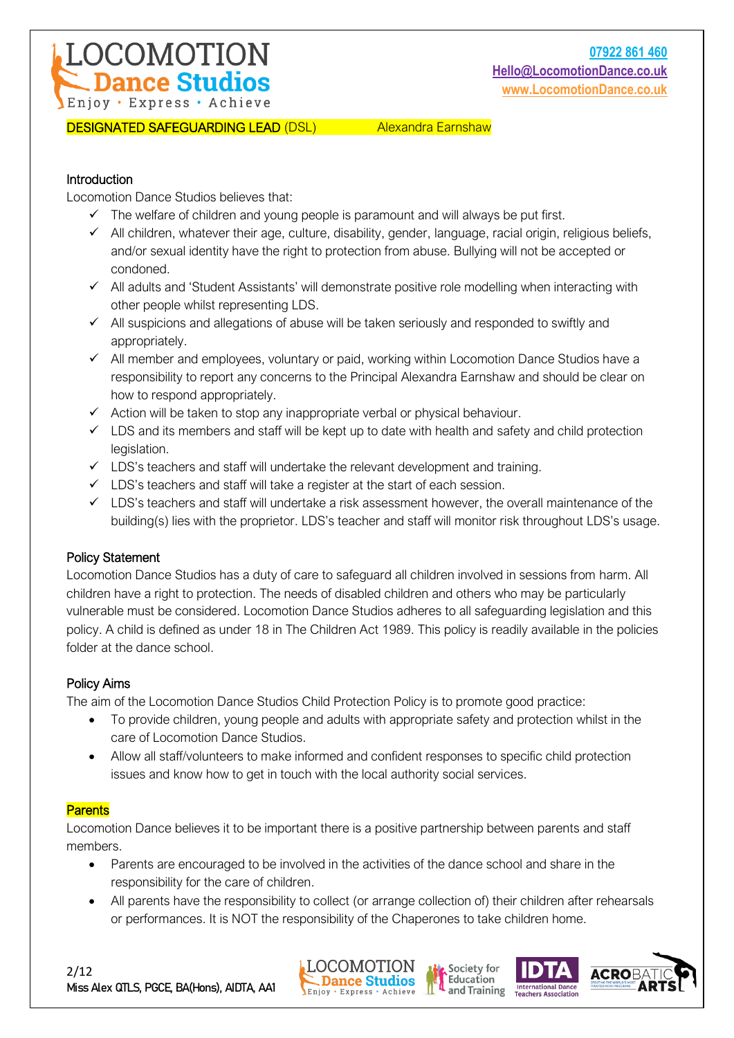**DESIGNATED SAFEGUARDING LEAD (DSL)** Alexandra Earnshaw

## Introduction

Locomotion Dance Studios believes that:

- ✓ The welfare of children and young people is paramount and will always be put first.
- ✓ All children, whatever their age, culture, disability, gender, language, racial origin, religious beliefs, and/or sexual identity have the right to protection from abuse. Bullying will not be accepted or condoned.
- ✓ All adults and 'Student Assistants' will demonstrate positive role modelling when interacting with other people whilst representing LDS.
- ✓ All suspicions and allegations of abuse will be taken seriously and responded to swiftly and appropriately.
- ✓ All member and employees, voluntary or paid, working within Locomotion Dance Studios have a responsibility to report any concerns to the Principal Alexandra Earnshaw and should be clear on how to respond appropriately.
- ✓ Action will be taken to stop any inappropriate verbal or physical behaviour.
- ✓ LDS and its members and staff will be kept up to date with health and safety and child protection legislation.
- ✓ LDS's teachers and staff will undertake the relevant development and training.
- ✓ LDS's teachers and staff will take a register at the start of each session.
- ✓ LDS's teachers and staff will undertake a risk assessment however, the overall maintenance of the building(s) lies with the proprietor. LDS's teacher and staff will monitor risk throughout LDS's usage.

## Policy Statement

Locomotion Dance Studios has a duty of care to safeguard all children involved in sessions from harm. All children have a right to protection. The needs of disabled children and others who may be particularly vulnerable must be considered. Locomotion Dance Studios adheres to all safeguarding legislation and this policy. A child is defined as under 18 in The Children Act 1989. This policy is readily available in the policies folder at the dance school.

## Policy Aims

The aim of the Locomotion Dance Studios Child Protection Policy is to promote good practice:

- To provide children, young people and adults with appropriate safety and protection whilst in the care of Locomotion Dance Studios.
- Allow all staff/volunteers to make informed and confident responses to specific child protection issues and know how to get in touch with the local authority social services.

## Parents

Locomotion Dance believes it to be important there is a positive partnership between parents and staff members.

- Parents are encouraged to be involved in the activities of the dance school and share in the responsibility for the care of children.
- All parents have the responsibility to collect (or arrange collection of) their children after rehearsals or performances. It is NOT the responsibility of the Chaperones to take children home.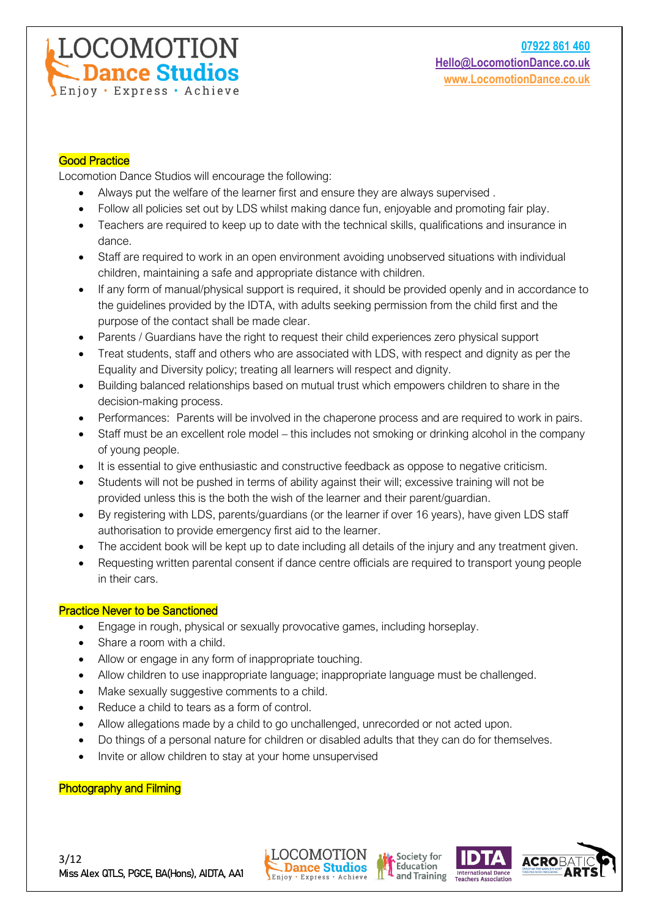## Good Practice

Locomotion Dance Studios will encourage the following:

- Always put the welfare of the learner first and ensure they are always supervised .
- Follow all policies set out by LDS whilst making dance fun, enjoyable and promoting fair play.
- Teachers are required to keep up to date with the technical skills, qualifications and insurance in dance.
- Staff are required to work in an open environment avoiding unobserved situations with individual children, maintaining a safe and appropriate distance with children.
- If any form of manual/physical support is required, it should be provided openly and in accordance to the guidelines provided by the IDTA, with adults seeking permission from the child first and the purpose of the contact shall be made clear.
- Parents / Guardians have the right to request their child experiences zero physical support
- Treat students, staff and others who are associated with LDS, with respect and dignity as per the Equality and Diversity policy; treating all learners will respect and dignity.
- Building balanced relationships based on mutual trust which empowers children to share in the decision-making process.
- Performances: Parents will be involved in the chaperone process and are required to work in pairs.
- Staff must be an excellent role model – this includes not smoking or drinking alcohol in the company of young people.
- It is essential to give enthusiastic and constructive feedback as oppose to negative criticism.
- Students will not be pushed in terms of ability against their will; excessive training will not be provided unless this is the both the wish of the learner and their parent/guardian.
- By registering with LDS, parents/guardians (or the learner if over 16 years), have given LDS staff authorisation to provide emergency first aid to the learner.
- The accident book will be kept up to date including all details of the injury and any treatment given.
- Requesting written parental consent if dance centre officials are required to transport young people in their cars.

## Practice Never to be Sanctioned

- Engage in rough, physical or sexually provocative games, including horseplay.
- Share a room with a child.
- Allow or engage in any form of inappropriate touching.
- Allow children to use inappropriate language; inappropriate language must be challenged.
- Make sexually suggestive comments to a child.
- Reduce a child to tears as a form of control.
- Allow allegations made by a child to go unchallenged, unrecorded or not acted upon.
- Do things of a personal nature for children or disabled adults that they can do for themselves.
- Invite or allow children to stay at your home unsupervised

## Photography and Filming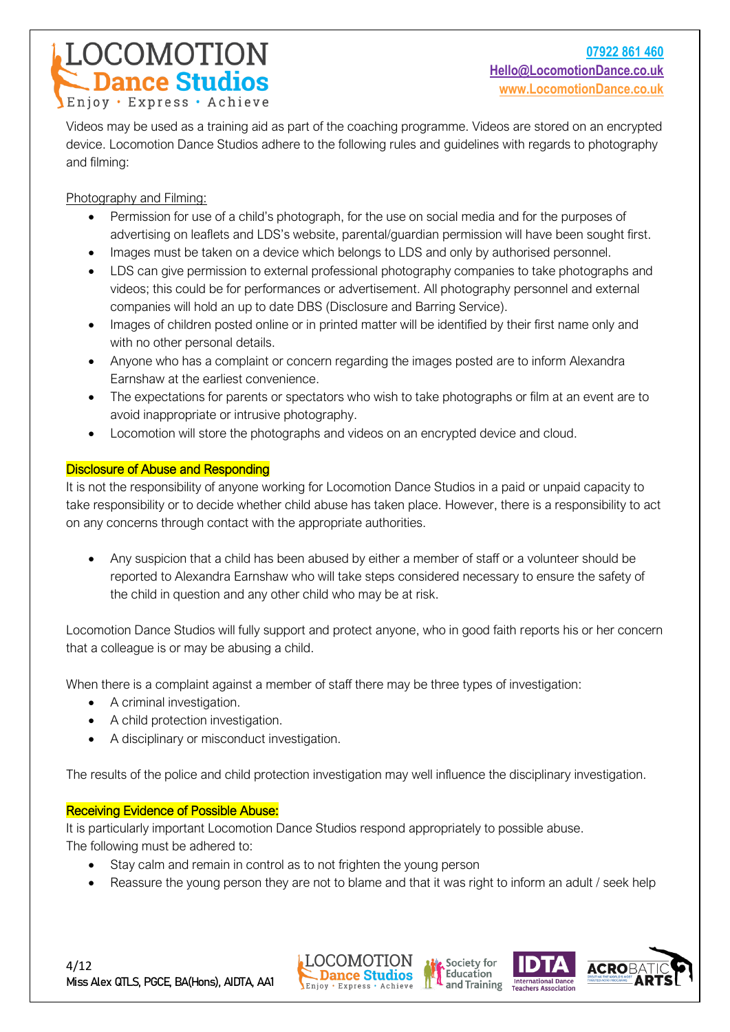Videos may be used as a training aid as part of the coaching programme. Videos are stored on an encrypted device. Locomotion Dance Studios adhere to the following rules and guidelines with regards to photography and filming:

Photography and Filming:

- Permission for use of a child's photograph, for the use on social media and for the purposes of advertising on leaflets and LDS's website, parental/guardian permission will have been sought first.
- Images must be taken on a device which belongs to LDS and only by authorised personnel.
- LDS can give permission to external professional photography companies to take photographs and videos; this could be for performances or advertisement. All photography personnel and external companies will hold an up to date DBS (Disclosure and Barring Service).
- Images of children posted online or in printed matter will be identified by their first name only and with no other personal details.
- Anyone who has a complaint or concern regarding the images posted are to inform Alexandra Earnshaw at the earliest convenience.
- The expectations for parents or spectators who wish to take photographs or film at an event are to avoid inappropriate or intrusive photography.
- Locomotion will store the photographs and videos on an encrypted device and cloud.

## Disclosure of Abuse and Responding

It is not the responsibility of anyone working for Locomotion Dance Studios in a paid or unpaid capacity to take responsibility or to decide whether child abuse has taken place. However, there is a responsibility to act on any concerns through contact with the appropriate authorities.

- Any suspicion that a child has been abused by either a member of staff or a volunteer should be reported to Alexandra Earnshaw who will take steps considered necessary to ensure the safety of the child in question and any other child who may be at risk.

Locomotion Dance Studios will fully support and protect anyone, who in good faith reports his or her concern that a colleague is or may be abusing a child.

When there is a complaint against a member of staff there may be three types of investigation:

- A criminal investigation.
- A child protection investigation.
- A disciplinary or misconduct investigation.

The results of the police and child protection investigation may well influence the disciplinary investigation.

## Receiving Evidence of Possible Abuse:

It is particularly important Locomotion Dance Studios respond appropriately to possible abuse.
The following must be adhered to:

- Stay calm and remain in control as to not frighten the young person
- Reassure the young person they are not to blame and that it was right to inform an adult / seek help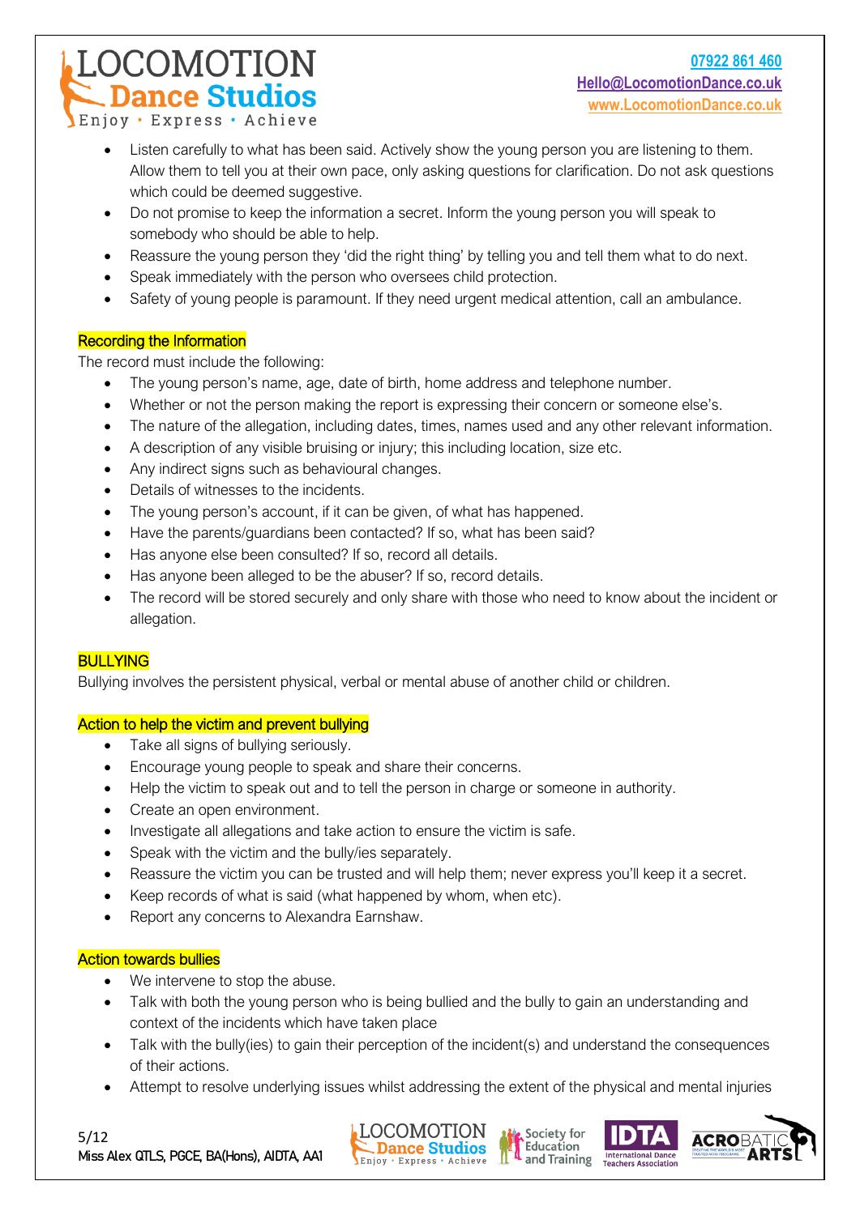- Listen carefully to what has been said. Actively show the young person you are listening to them. Allow them to tell you at their own pace, only asking questions for clarification. Do not ask questions which could be deemed suggestive.
- Do not promise to keep the information a secret. Inform the young person you will speak to somebody who should be able to help.
- Reassure the young person they 'did the right thing' by telling you and tell them what to do next.
- Speak immediately with the person who oversees child protection.
- Safety of young people is paramount. If they need urgent medical attention, call an ambulance.

## Recording the Information

The record must include the following:

- The young person's name, age, date of birth, home address and telephone number.
- Whether or not the person making the report is expressing their concern or someone else's.
- The nature of the allegation, including dates, times, names used and any other relevant information.
- A description of any visible bruising or injury; this including location, size etc.
- Any indirect signs such as behavioural changes.
- Details of witnesses to the incidents.
- The young person's account, if it can be given, of what has happened.
- Have the parents/guardians been contacted? If so, what has been said?
- Has anyone else been consulted? If so, record all details.
- Has anyone been alleged to be the abuser? If so, record details.
- The record will be stored securely and only share with those who need to know about the incident or allegation.

## BULLYING

Bullying involves the persistent physical, verbal or mental abuse of another child or children.

## Action to help the victim and prevent bullying

- Take all signs of bullying seriously.
- Encourage young people to speak and share their concerns.
- Help the victim to speak out and to tell the person in charge or someone in authority.
- Create an open environment.
- Investigate all allegations and take action to ensure the victim is safe.
- Speak with the victim and the bully/ies separately.
- Reassure the victim you can be trusted and will help them; never express you'll keep it a secret.
- Keep records of what is said (what happened by whom, when etc).
- Report any concerns to Alexandra Earnshaw.

## Action towards bullies

- We intervene to stop the abuse.
- Talk with both the young person who is being bullied and the bully to gain an understanding and context of the incidents which have taken place
- Talk with the bully(ies) to gain their perception of the incident(s) and understand the consequences of their actions.
- Attempt to resolve underlying issues whilst addressing the extent of the physical and mental injuries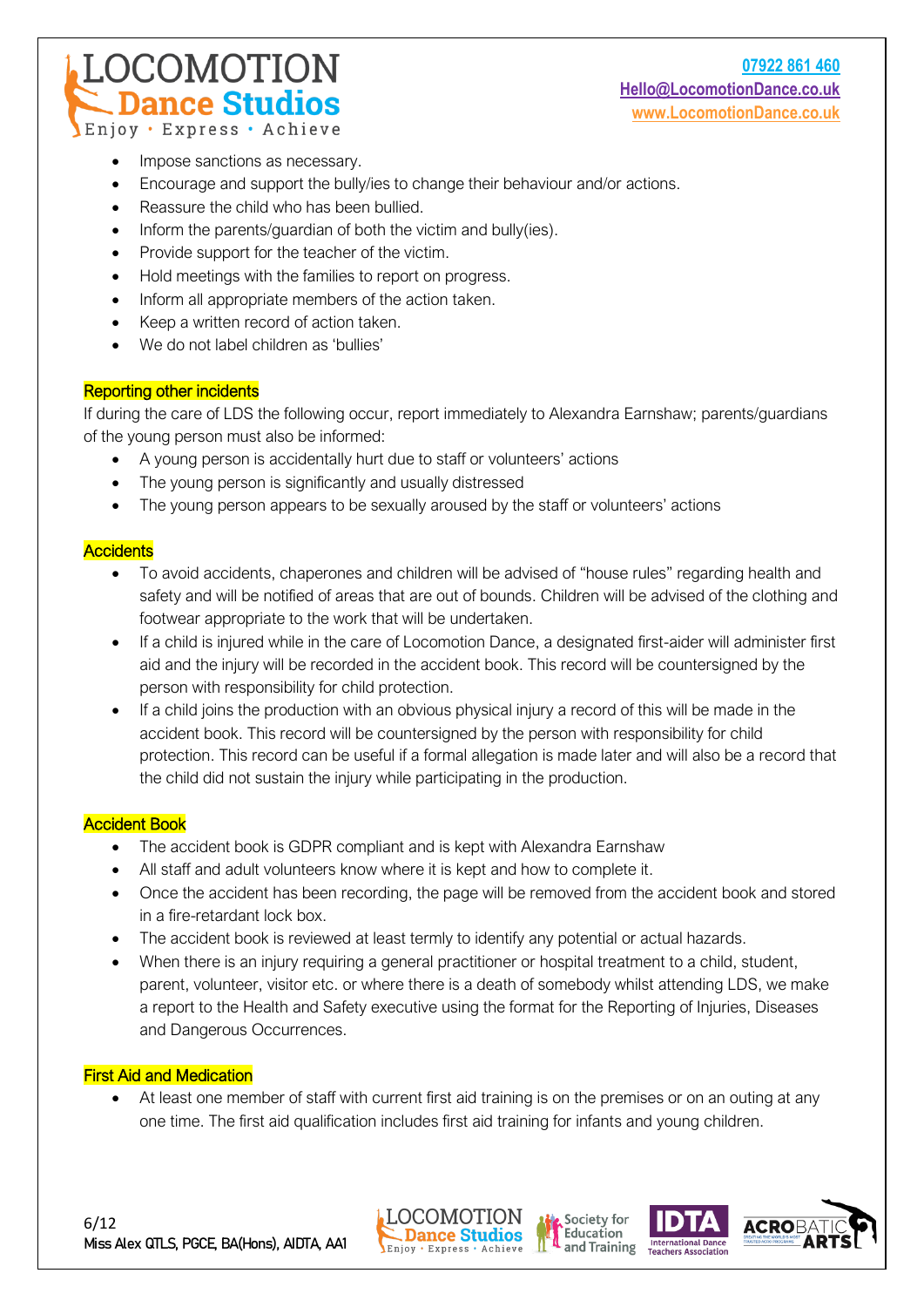- Impose sanctions as necessary.
- Encourage and support the bully/ies to change their behaviour and/or actions.
- Reassure the child who has been bullied.
- Inform the parents/guardian of both the victim and bully(ies).
- Provide support for the teacher of the victim.
- Hold meetings with the families to report on progress.
- Inform all appropriate members of the action taken.
- Keep a written record of action taken.
- We do not label children as 'bullies'

## Reporting other incidents

If during the care of LDS the following occur, report immediately to Alexandra Earnshaw; parents/guardians of the young person must also be informed:

- A young person is accidentally hurt due to staff or volunteers' actions
- The young person is significantly and usually distressed
- The young person appears to be sexually aroused by the staff or volunteers' actions

## Accidents

- To avoid accidents, chaperones and children will be advised of "house rules" regarding health and safety and will be notified of areas that are out of bounds. Children will be advised of the clothing and footwear appropriate to the work that will be undertaken.
- If a child is injured while in the care of Locomotion Dance, a designated first-aider will administer first aid and the injury will be recorded in the accident book. This record will be countersigned by the person with responsibility for child protection.
- If a child joins the production with an obvious physical injury a record of this will be made in the accident book. This record will be countersigned by the person with responsibility for child protection. This record can be useful if a formal allegation is made later and will also be a record that the child did not sustain the injury while participating in the production.

## Accident Book

- The accident book is GDPR compliant and is kept with Alexandra Earnshaw
- All staff and adult volunteers know where it is kept and how to complete it.
- Once the accident has been recording, the page will be removed from the accident book and stored in a fire-retardant lock box.
- The accident book is reviewed at least termly to identify any potential or actual hazards.
- When there is an injury requiring a general practitioner or hospital treatment to a child, student, parent, volunteer, visitor etc. or where there is a death of somebody whilst attending LDS, we make a report to the Health and Safety executive using the format for the Reporting of Injuries, Diseases and Dangerous Occurrences.

## First Aid and Medication

- At least one member of staff with current first aid training is on the premises or on an outing at any one time. The first aid qualification includes first aid training for infants and young children.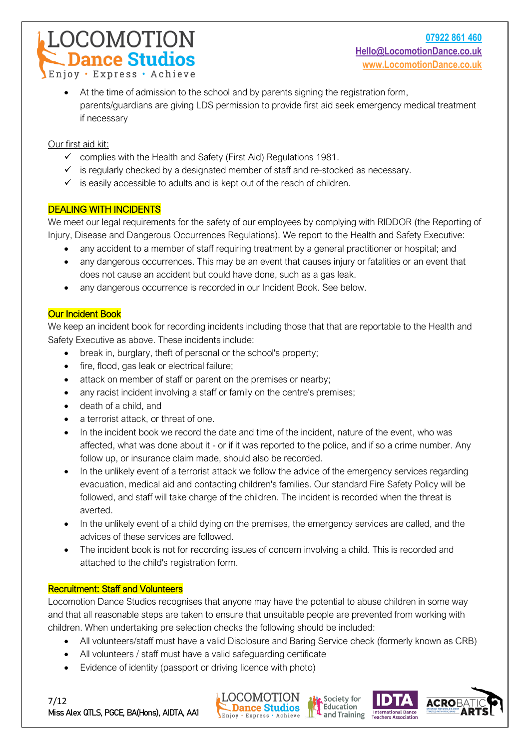- At the time of admission to the school and by parents signing the registration form, parents/guardians are giving LDS permission to provide first aid seek emergency medical treatment if necessary

Our first aid kit:

- ✓ complies with the Health and Safety (First Aid) Regulations 1981.
- ✓ is regularly checked by a designated member of staff and re-stocked as necessary.
- ✓ is easily accessible to adults and is kept out of the reach of children.

## DEALING WITH INCIDENTS

We meet our legal requirements for the safety of our employees by complying with RIDDOR (the Reporting of Injury, Disease and Dangerous Occurrences Regulations). We report to the Health and Safety Executive:

- any accident to a member of staff requiring treatment by a general practitioner or hospital; and
- any dangerous occurrences. This may be an event that causes injury or fatalities or an event that does not cause an accident but could have done, such as a gas leak.
- any dangerous occurrence is recorded in our Incident Book. See below.

## Our Incident Book

We keep an incident book for recording incidents including those that that are reportable to the Health and Safety Executive as above. These incidents include:

- break in, burglary, theft of personal or the school's property;
- fire, flood, gas leak or electrical failure;
- attack on member of staff or parent on the premises or nearby;
- any racist incident involving a staff or family on the centre's premises;
- death of a child, and
- a terrorist attack, or threat of one.
- In the incident book we record the date and time of the incident, nature of the event, who was affected, what was done about it - or if it was reported to the police, and if so a crime number. Any follow up, or insurance claim made, should also be recorded.
- In the unlikely event of a terrorist attack we follow the advice of the emergency services regarding evacuation, medical aid and contacting children's families. Our standard Fire Safety Policy will be followed, and staff will take charge of the children. The incident is recorded when the threat is averted.
- In the unlikely event of a child dying on the premises, the emergency services are called, and the advices of these services are followed.
- The incident book is not for recording issues of concern involving a child. This is recorded and attached to the child's registration form.

## Recruitment: Staff and Volunteers

Locomotion Dance Studios recognises that anyone may have the potential to abuse children in some way and that all reasonable steps are taken to ensure that unsuitable people are prevented from working with children. When undertaking pre selection checks the following should be included:

- All volunteers/staff must have a valid Disclosure and Baring Service check (formerly known as CRB)
- All volunteers / staff must have a valid safeguarding certificate
- Evidence of identity (passport or driving licence with photo)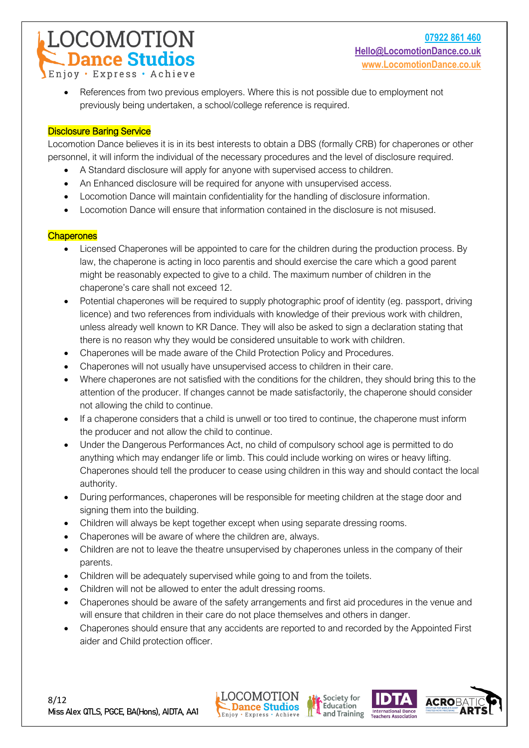- References from two previous employers. Where this is not possible due to employment not previously being undertaken, a school/college reference is required.

## Disclosure Baring Service

Locomotion Dance believes it is in its best interests to obtain a DBS (formally CRB) for chaperones or other personnel, it will inform the individual of the necessary procedures and the level of disclosure required.

- A Standard disclosure will apply for anyone with supervised access to children.
- An Enhanced disclosure will be required for anyone with unsupervised access.
- Locomotion Dance will maintain confidentiality for the handling of disclosure information.
- Locomotion Dance will ensure that information contained in the disclosure is not misused.

## Chaperones

- Licensed Chaperones will be appointed to care for the children during the production process. By law, the chaperone is acting in loco parentis and should exercise the care which a good parent might be reasonably expected to give to a child. The maximum number of children in the chaperone's care shall not exceed 12.
- Potential chaperones will be required to supply photographic proof of identity (eg. passport, driving licence) and two references from individuals with knowledge of their previous work with children, unless already well known to KR Dance. They will also be asked to sign a declaration stating that there is no reason why they would be considered unsuitable to work with children.
- Chaperones will be made aware of the Child Protection Policy and Procedures.
- Chaperones will not usually have unsupervised access to children in their care.
- Where chaperones are not satisfied with the conditions for the children, they should bring this to the attention of the producer. If changes cannot be made satisfactorily, the chaperone should consider not allowing the child to continue.
- If a chaperone considers that a child is unwell or too tired to continue, the chaperone must inform the producer and not allow the child to continue.
- Under the Dangerous Performances Act, no child of compulsory school age is permitted to do anything which may endanger life or limb. This could include working on wires or heavy lifting. Chaperones should tell the producer to cease using children in this way and should contact the local authority.
- During performances, chaperones will be responsible for meeting children at the stage door and signing them into the building.
- Children will always be kept together except when using separate dressing rooms.
- Chaperones will be aware of where the children are, always.
- Children are not to leave the theatre unsupervised by chaperones unless in the company of their parents.
- Children will be adequately supervised while going to and from the toilets.
- Children will not be allowed to enter the adult dressing rooms.
- Chaperones should be aware of the safety arrangements and first aid procedures in the venue and will ensure that children in their care do not place themselves and others in danger.
- Chaperones should ensure that any accidents are reported to and recorded by the Appointed First aider and Child protection officer.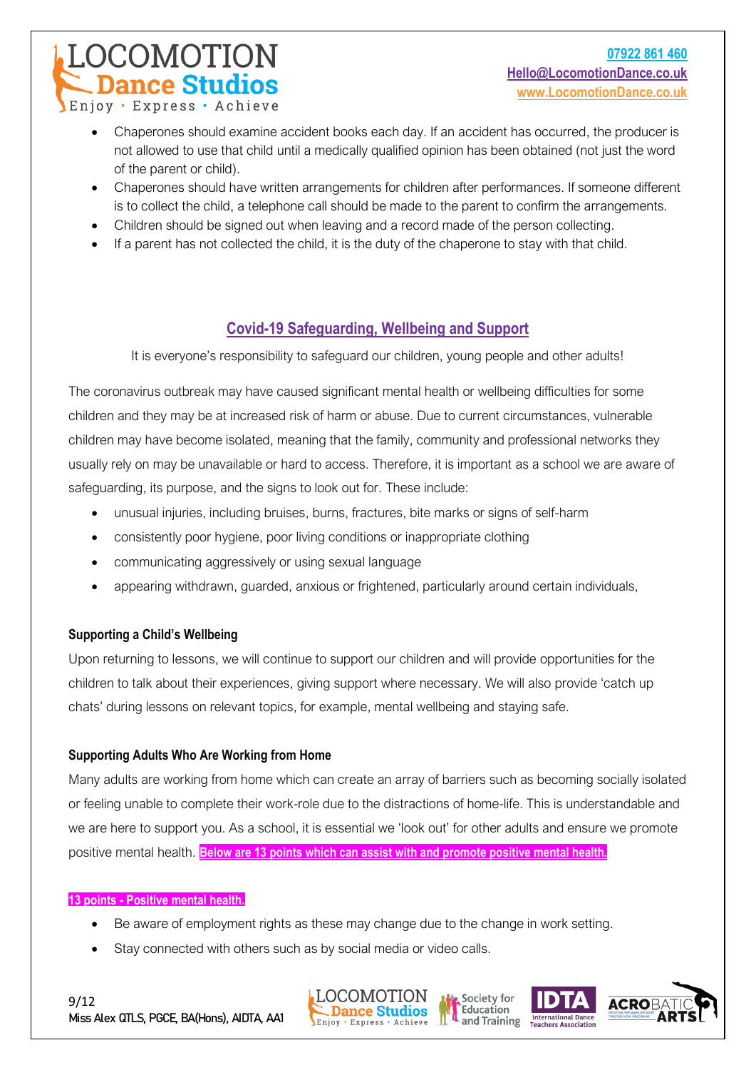- Chaperones should examine accident books each day. If an accident has occurred, the producer is not allowed to use that child until a medically qualified opinion has been obtained (not just the word of the parent or child).
- Chaperones should have written arrangements for children after performances. If someone different is to collect the child, a telephone call should be made to the parent to confirm the arrangements.
- Children should be signed out when leaving and a record made of the person collecting.
- If a parent has not collected the child, it is the duty of the chaperone to stay with that child.

## Covid-19 Safeguarding, Wellbeing and Support

It is everyone's responsibility to safeguard our children, young people and other adults!

The coronavirus outbreak may have caused significant mental health or wellbeing difficulties for some children and they may be at increased risk of harm or abuse. Due to current circumstances, vulnerable children may have become isolated, meaning that the family, community and professional networks they usually rely on may be unavailable or hard to access. Therefore, it is important as a school we are aware of safeguarding, its purpose, and the signs to look out for. These include:

- unusual injuries, including bruises, burns, fractures, bite marks or signs of self-harm
- consistently poor hygiene, poor living conditions or inappropriate clothing
- communicating aggressively or using sexual language
- appearing withdrawn, guarded, anxious or frightened, particularly around certain individuals,

### Supporting a Child's Wellbeing

Upon returning to lessons, we will continue to support our children and will provide opportunities for the children to talk about their experiences, giving support where necessary. We will also provide 'catch up chats' during lessons on relevant topics, for example, mental wellbeing and staying safe.

### Supporting Adults Who Are Working from Home

Many adults are working from home which can create an array of barriers such as becoming socially isolated or feeling unable to complete their work-role due to the distractions of home-life. This is understandable and we are here to support you. As a school, it is essential we 'look out' for other adults and ensure we promote positive mental health. **Below are 13 points which can assist with and promote positive mental health.**

**13 points - Positive mental health.**

- Be aware of employment rights as these may change due to the change in work setting.
- Stay connected with others such as by social media or video calls.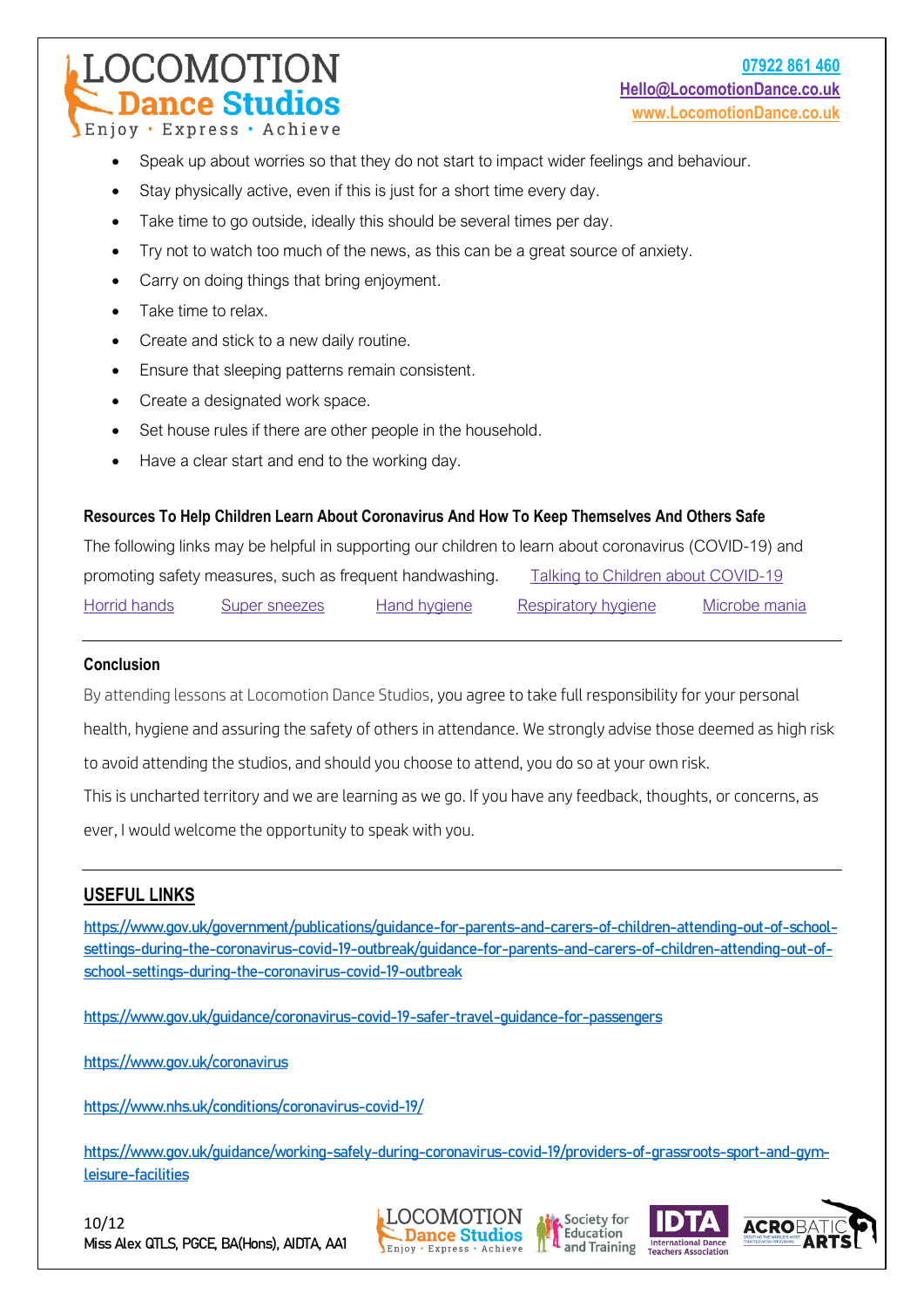- Speak up about worries so that they do not start to impact wider feelings and behaviour.
- Stay physically active, even if this is just for a short time every day.
- Take time to go outside, ideally this should be several times per day.
- Try not to watch too much of the news, as this can be a great source of anxiety.
- Carry on doing things that bring enjoyment.
- Take time to relax.
- Create and stick to a new daily routine.
- Ensure that sleeping patterns remain consistent.
- Create a designated work space.
- Set house rules if there are other people in the household.
- Have a clear start and end to the working day.

**Resources To Help Children Learn About Coronavirus And How To Keep Themselves And Others Safe**

The following links may be helpful in supporting our children to learn about coronavirus (COVID-19) and promoting safety measures, such as frequent handwashing. Talking to Children about COVID-19

Horrid hands Super sneezes Hand hygiene Respiratory hygiene Microbe mania

**Conclusion**

By attending lessons at Locomotion Dance Studios, you agree to take full responsibility for your personal health, hygiene and assuring the safety of others in attendance. We strongly advise those deemed as high risk to avoid attending the studios, and should you choose to attend, you do so at your own risk.

This is uncharted territory and we are learning as we go. If you have any feedback, thoughts, or concerns, as ever, I would welcome the opportunity to speak with you.

## USEFUL LINKS

https://www.gov.uk/government/publications/guidance-for-parents-and-carers-of-children-attending-out-of-school-settings-during-the-coronavirus-covid-19-outbreak/guidance-for-parents-and-carers-of-children-attending-out-of-school-settings-during-the-coronavirus-covid-19-outbreak

https://www.gov.uk/guidance/coronavirus-covid-19-safer-travel-guidance-for-passengers

https://www.gov.uk/coronavirus

https://www.nhs.uk/conditions/coronavirus-covid-19/

https://www.gov.uk/guidance/working-safely-during-coronavirus-covid-19/providers-of-grassroots-sport-and-gym-leisure-facilities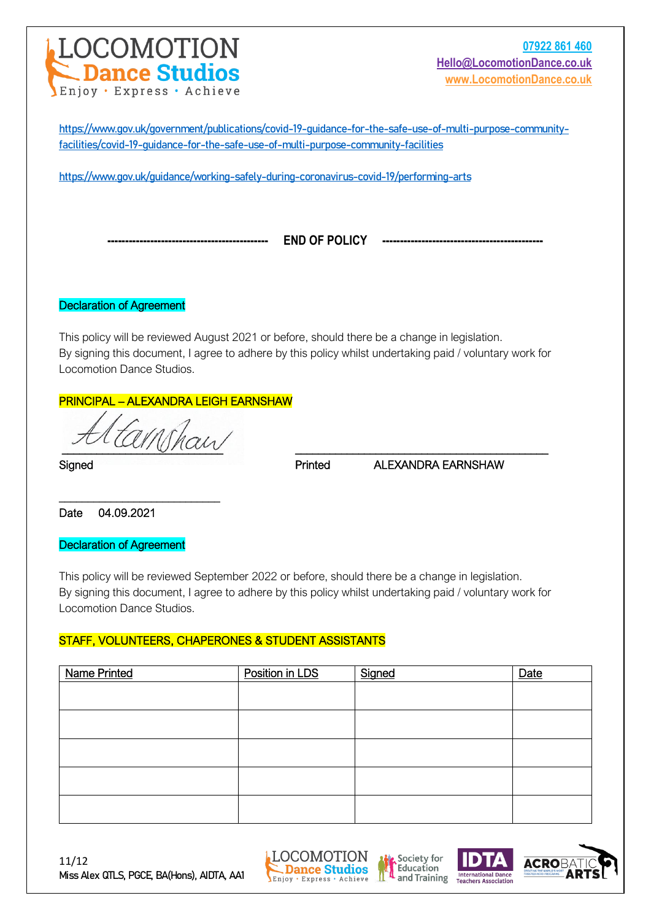https://www.gov.uk/government/publications/covid-19-guidance-for-the-safe-use-of-multi-purpose-community-facilities/covid-19-guidance-for-the-safe-use-of-multi-purpose-community-facilities

https://www.gov.uk/guidance/working-safely-during-coronavirus-covid-19/performing-arts

**-------------------------------------------- END OF POLICY --------------------------------------------**

## Declaration of Agreement

This policy will be reviewed August 2021 or before, should there be a change in legislation.
By signing this document, I agree to adhere by this policy whilst undertaking paid / voluntary work for Locomotion Dance Studios.

PRINCIPAL – ALEXANDRA LEIGH EARNSHAW

Signed AEarnshaw                    Printed ALEXANDRA EARNSHAW

Date 04.09.2021

## Declaration of Agreement

This policy will be reviewed September 2022 or before, should there be a change in legislation.
By signing this document, I agree to adhere by this policy whilst undertaking paid / voluntary work for Locomotion Dance Studios.

STAFF, VOLUNTEERS, CHAPERONES & STUDENT ASSISTANTS

| Name Printed | Position in LDS | Signed | Date |
|---|---|---|---|
| | | | |
| | | | |
| | | | |
| | | | |
| | | | |

Miss Alex QTLS, PGCE, BA(Hons), AIDTA, AA1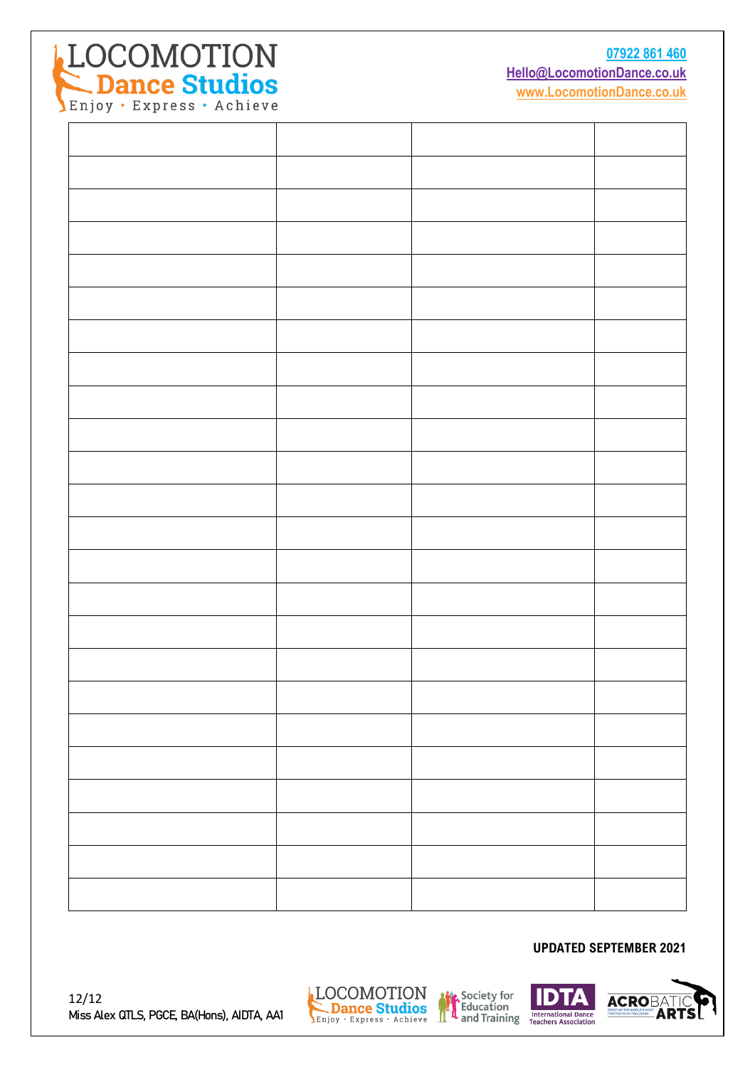| | | | |
|---|---|---|---|
| | | | |
| | | | |
| | | | |
| | | | |
| | | | |
| | | | |
| | | | |
| | | | |
| | | | |
| | | | |
| | | | |
| | | | |
| | | | |
| | | | |
| | | | |
| | | | |
| | | | |
| | | | |
| | | | |
| | | | |
| | | | |
| | | | |
| | | | |

**UPDATED SEPTEMBER 2021**